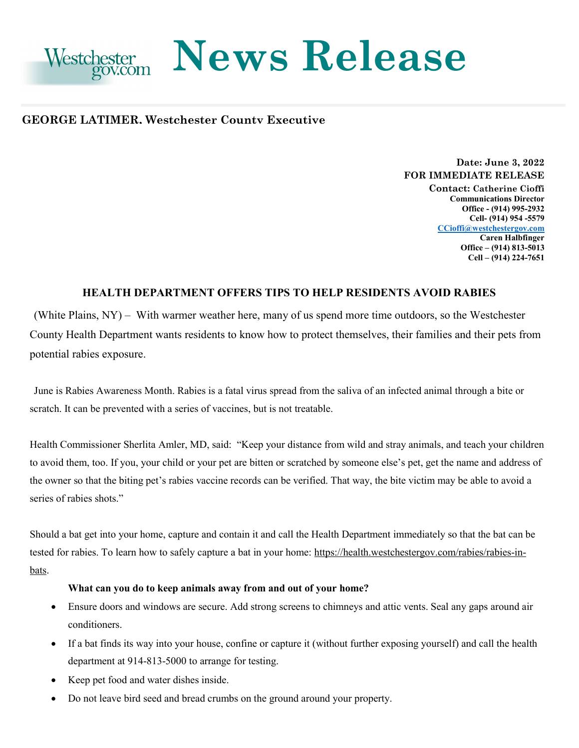Westchestergov.com **News Release**

**GEORGE LATIMER, Westchester County Executive**

**Date: June 3, 2022**
**FOR IMMEDIATE RELEASE**
**Contact: Catherine Cioffi**
**Communications Director**
**Office - (914) 995-2932**
**Cell- (914) 954 -5579**
**CCioffi@westchestergov.com**
**Caren Halbfinger**
**Office – (914) 813-5013**
**Cell – (914) 224-7651**

## HEALTH DEPARTMENT OFFERS TIPS TO HELP RESIDENTS AVOID RABIES

(White Plains, NY) – With warmer weather here, many of us spend more time outdoors, so the Westchester County Health Department wants residents to know how to protect themselves, their families and their pets from potential rabies exposure.

June is Rabies Awareness Month. Rabies is a fatal virus spread from the saliva of an infected animal through a bite or scratch. It can be prevented with a series of vaccines, but is not treatable.

Health Commissioner Sherlita Amler, MD, said: "Keep your distance from wild and stray animals, and teach your children to avoid them, too. If you, your child or your pet are bitten or scratched by someone else's pet, get the name and address of the owner so that the biting pet's rabies vaccine records can be verified. That way, the bite victim may be able to avoid a series of rabies shots."

Should a bat get into your home, capture and contain it and call the Health Department immediately so that the bat can be tested for rabies. To learn how to safely capture a bat in your home: https://health.westchestergov.com/rabies/rabies-in-bats.

**What can you do to keep animals away from and out of your home?**

- Ensure doors and windows are secure. Add strong screens to chimneys and attic vents. Seal any gaps around air conditioners.
- If a bat finds its way into your house, confine or capture it (without further exposing yourself) and call the health department at 914-813-5000 to arrange for testing.
- Keep pet food and water dishes inside.
- Do not leave bird seed and bread crumbs on the ground around your property.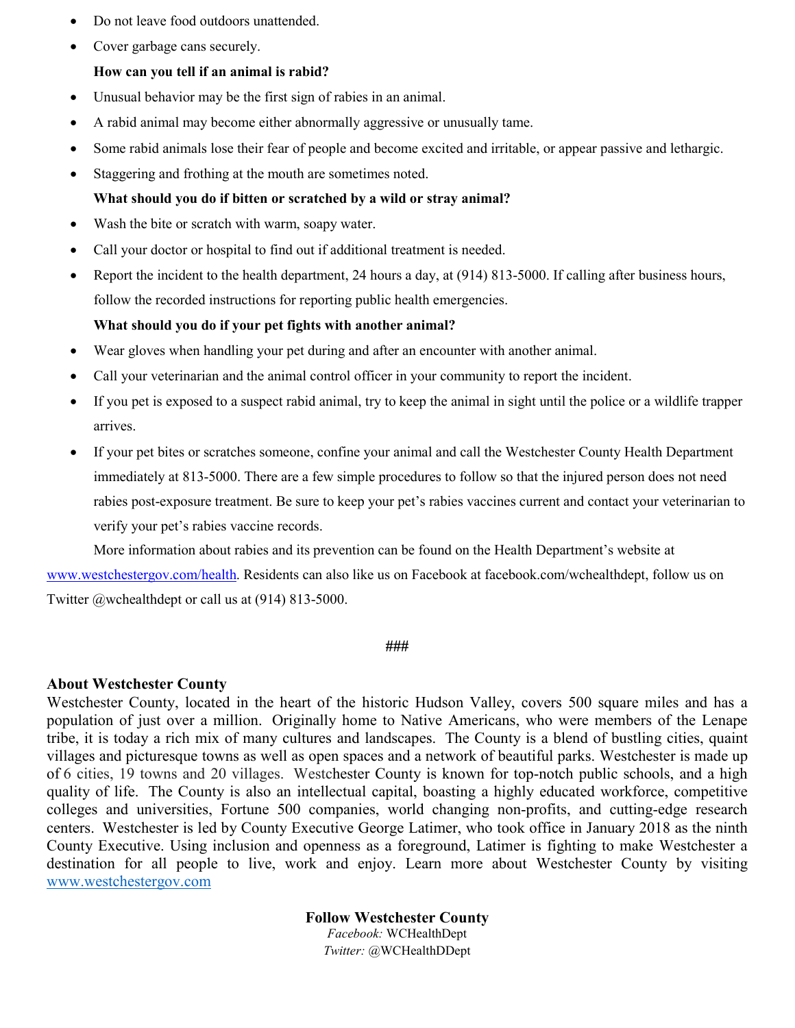- Do not leave food outdoors unattended.
- Cover garbage cans securely.

**How can you tell if an animal is rabid?**

- Unusual behavior may be the first sign of rabies in an animal.
- A rabid animal may become either abnormally aggressive or unusually tame.
- Some rabid animals lose their fear of people and become excited and irritable, or appear passive and lethargic.
- Staggering and frothing at the mouth are sometimes noted.

**What should you do if bitten or scratched by a wild or stray animal?**

- Wash the bite or scratch with warm, soapy water.
- Call your doctor or hospital to find out if additional treatment is needed.
- Report the incident to the health department, 24 hours a day, at (914) 813-5000. If calling after business hours, follow the recorded instructions for reporting public health emergencies.

**What should you do if your pet fights with another animal?**

- Wear gloves when handling your pet during and after an encounter with another animal.
- Call your veterinarian and the animal control officer in your community to report the incident.
- If you pet is exposed to a suspect rabid animal, try to keep the animal in sight until the police or a wildlife trapper arrives.
- If your pet bites or scratches someone, confine your animal and call the Westchester County Health Department immediately at 813-5000. There are a few simple procedures to follow so that the injured person does not need rabies post-exposure treatment. Be sure to keep your pet's rabies vaccines current and contact your veterinarian to verify your pet's rabies vaccine records.

More information about rabies and its prevention can be found on the Health Department's website at www.westchestergov.com/health. Residents can also like us on Facebook at facebook.com/wchealthdept, follow us on Twitter @wchealthdept or call us at (914) 813-5000.

###

**About Westchester County**

Westchester County, located in the heart of the historic Hudson Valley, covers 500 square miles and has a population of just over a million. Originally home to Native Americans, who were members of the Lenape tribe, it is today a rich mix of many cultures and landscapes. The County is a blend of bustling cities, quaint villages and picturesque towns as well as open spaces and a network of beautiful parks. Westchester is made up of 6 cities, 19 towns and 20 villages. Westchester County is known for top-notch public schools, and a high quality of life. The County is also an intellectual capital, boasting a highly educated workforce, competitive colleges and universities, Fortune 500 companies, world changing non-profits, and cutting-edge research centers. Westchester is led by County Executive George Latimer, who took office in January 2018 as the ninth County Executive. Using inclusion and openness as a foreground, Latimer is fighting to make Westchester a destination for all people to live, work and enjoy. Learn more about Westchester County by visiting www.westchestergov.com

**Follow Westchester County**

*Facebook:* WCHealthDept

*Twitter:* @WCHealthDDept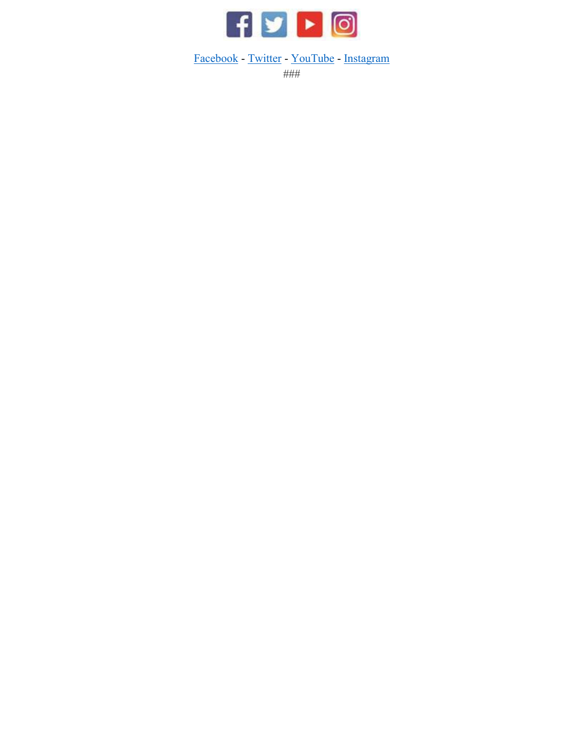Facebook - Twitter - YouTube - Instagram

###